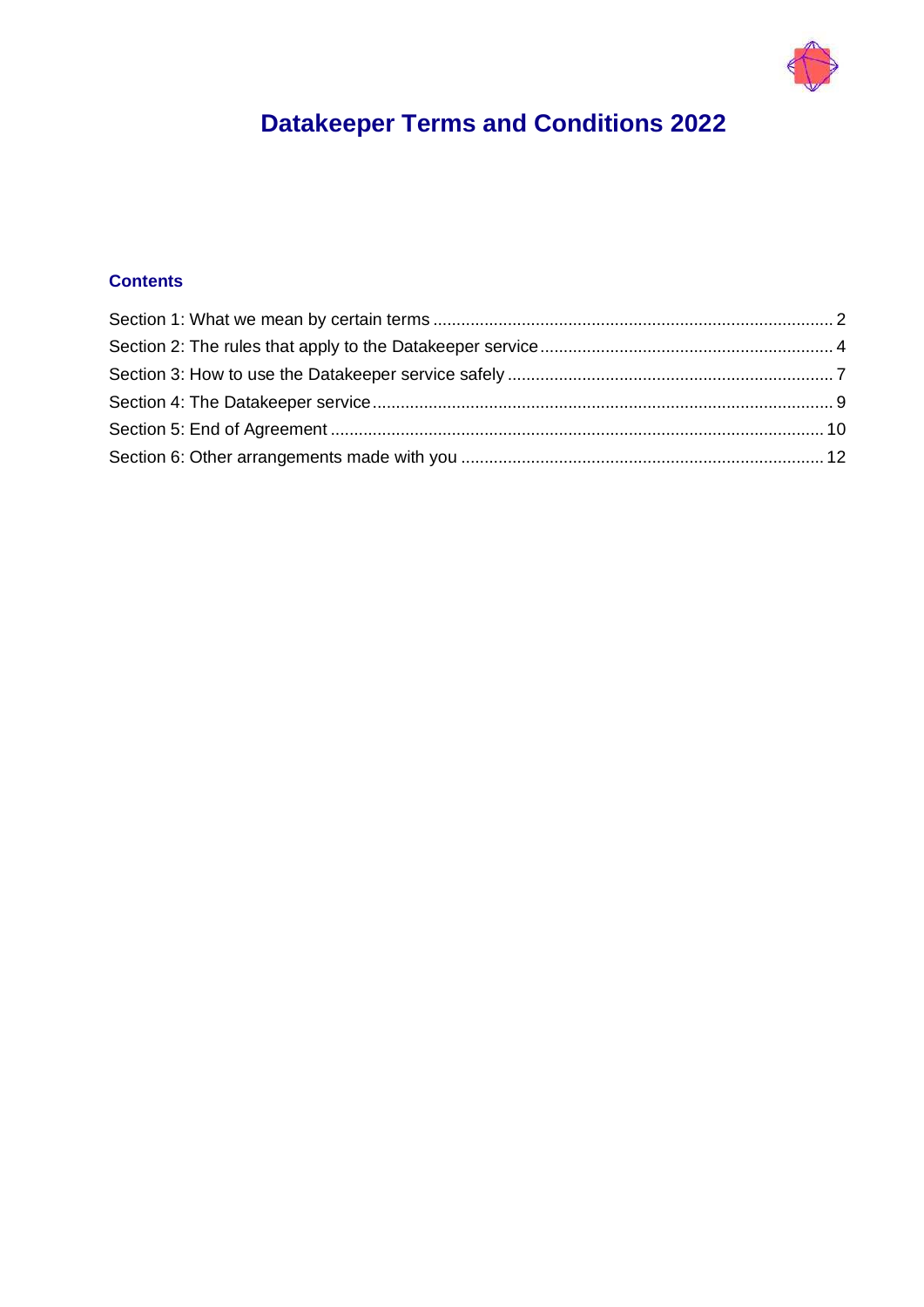# Datakeeper Terms and Conditions 2022

## Contents

Section 1: What we mean by certain terms ..... 2
Section 2: The rules that apply to the Datakeeper service ..... 4
Section 3: How to use the Datakeeper service safely ..... 7
Section 4: The Datakeeper service ..... 9
Section 5: End of Agreement ..... 10
Section 6: Other arrangements made with you ..... 12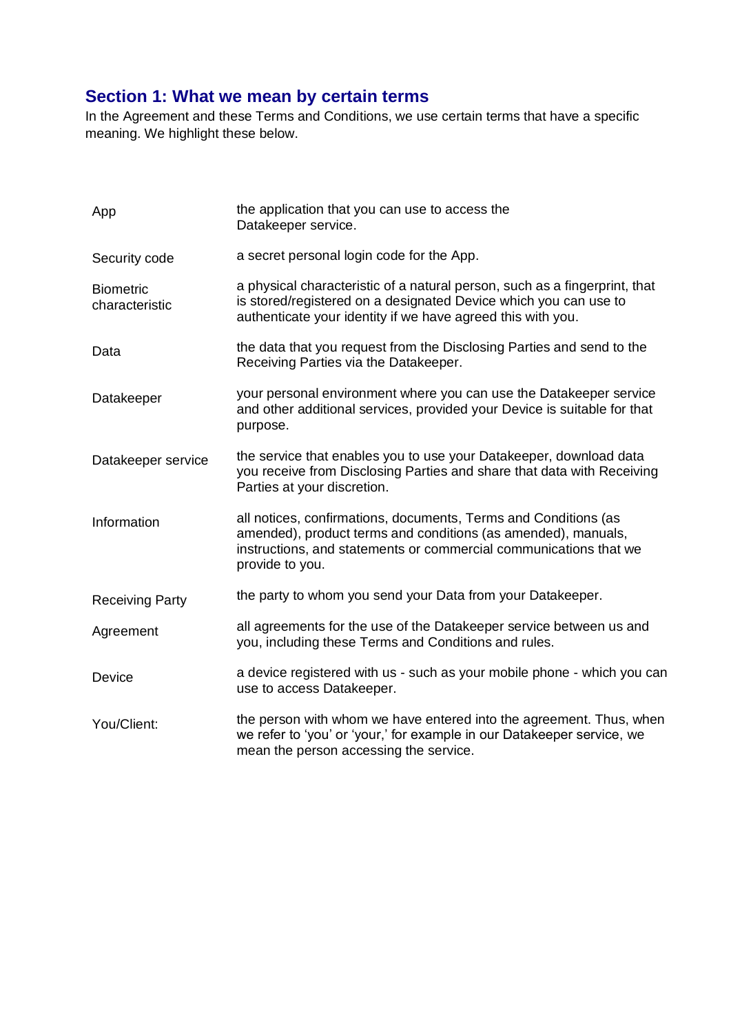## Section 1: What we mean by certain terms

In the Agreement and these Terms and Conditions, we use certain terms that have a specific meaning. We highlight these below.

| | |
|---|---|
| App | the application that you can use to access the Datakeeper service. |
| Security code | a secret personal login code for the App. |
| Biometric characteristic | a physical characteristic of a natural person, such as a fingerprint, that is stored/registered on a designated Device which you can use to authenticate your identity if we have agreed this with you. |
| Data | the data that you request from the Disclosing Parties and send to the Receiving Parties via the Datakeeper. |
| Datakeeper | your personal environment where you can use the Datakeeper service and other additional services, provided your Device is suitable for that purpose. |
| Datakeeper service | the service that enables you to use your Datakeeper, download data you receive from Disclosing Parties and share that data with Receiving Parties at your discretion. |
| Information | all notices, confirmations, documents, Terms and Conditions (as amended), product terms and conditions (as amended), manuals, instructions, and statements or commercial communications that we provide to you. |
| Receiving Party | the party to whom you send your Data from your Datakeeper. |
| Agreement | all agreements for the use of the Datakeeper service between us and you, including these Terms and Conditions and rules. |
| Device | a device registered with us - such as your mobile phone - which you can use to access Datakeeper. |
| You/Client: | the person with whom we have entered into the agreement. Thus, when we refer to 'you' or 'your,' for example in our Datakeeper service, we mean the person accessing the service. |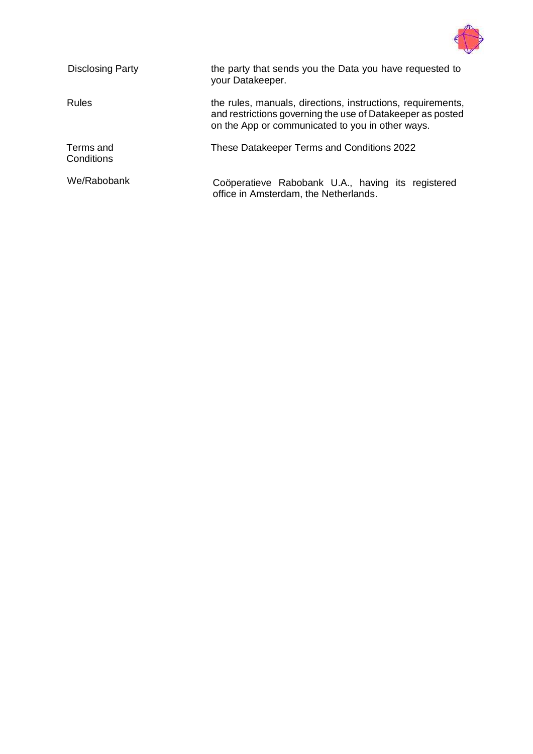| | |
|---|---|
| Disclosing Party | the party that sends you the Data you have requested to your Datakeeper. |
| Rules | the rules, manuals, directions, instructions, requirements, and restrictions governing the use of Datakeeper as posted on the App or communicated to you in other ways. |
| Terms and Conditions | These Datakeeper Terms and Conditions 2022 |
| We/Rabobank | Coöperatieve Rabobank U.A., having its registered office in Amsterdam, the Netherlands. |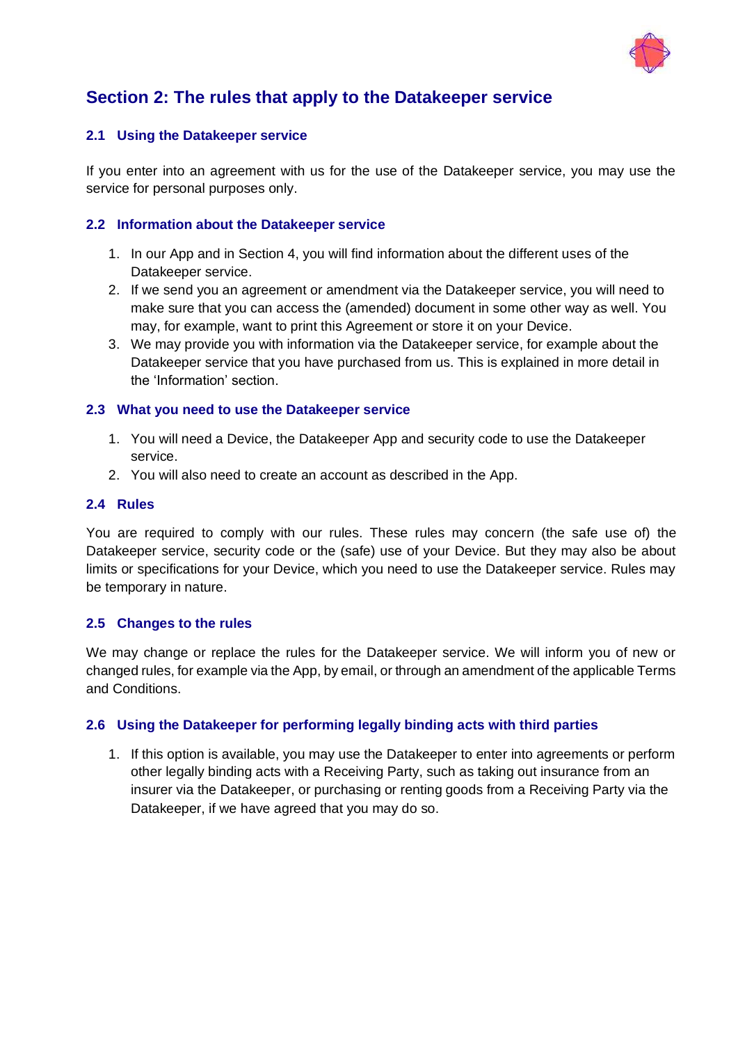## Section 2: The rules that apply to the Datakeeper service

### 2.1 Using the Datakeeper service

If you enter into an agreement with us for the use of the Datakeeper service, you may use the service for personal purposes only.

### 2.2 Information about the Datakeeper service

1. In our App and in Section 4, you will find information about the different uses of the Datakeeper service.
2. If we send you an agreement or amendment via the Datakeeper service, you will need to make sure that you can access the (amended) document in some other way as well. You may, for example, want to print this Agreement or store it on your Device.
3. We may provide you with information via the Datakeeper service, for example about the Datakeeper service that you have purchased from us. This is explained in more detail in the 'Information' section.

### 2.3 What you need to use the Datakeeper service

1. You will need a Device, the Datakeeper App and security code to use the Datakeeper service.
2. You will also need to create an account as described in the App.

### 2.4 Rules

You are required to comply with our rules. These rules may concern (the safe use of) the Datakeeper service, security code or the (safe) use of your Device. But they may also be about limits or specifications for your Device, which you need to use the Datakeeper service. Rules may be temporary in nature.

### 2.5 Changes to the rules

We may change or replace the rules for the Datakeeper service. We will inform you of new or changed rules, for example via the App, by email, or through an amendment of the applicable Terms and Conditions.

### 2.6 Using the Datakeeper for performing legally binding acts with third parties

1. If this option is available, you may use the Datakeeper to enter into agreements or perform other legally binding acts with a Receiving Party, such as taking out insurance from an insurer via the Datakeeper, or purchasing or renting goods from a Receiving Party via the Datakeeper, if we have agreed that you may do so.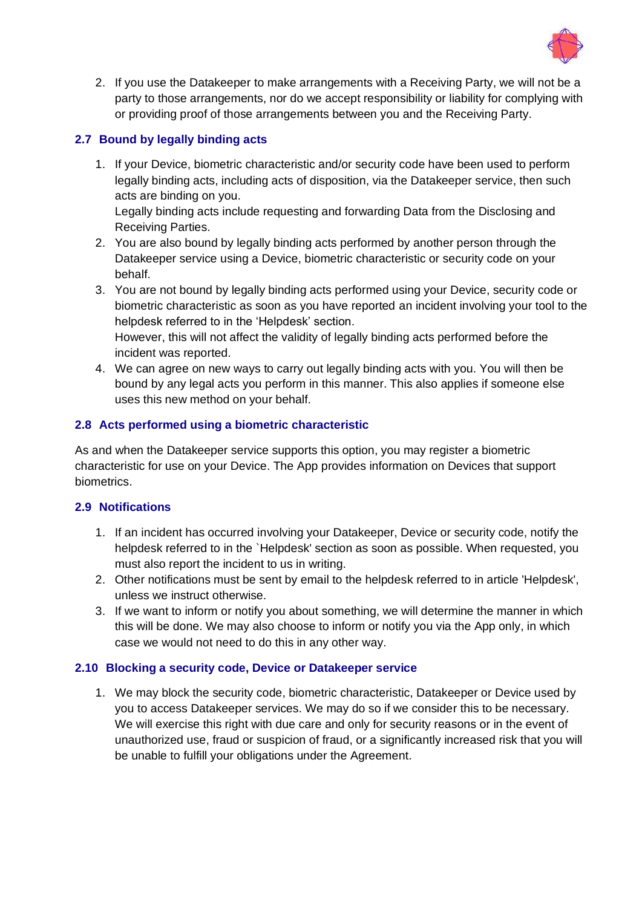2. If you use the Datakeeper to make arrangements with a Receiving Party, we will not be a party to those arrangements, nor do we accept responsibility or liability for complying with or providing proof of those arrangements between you and the Receiving Party.

### 2.7 Bound by legally binding acts

1. If your Device, biometric characteristic and/or security code have been used to perform legally binding acts, including acts of disposition, via the Datakeeper service, then such acts are binding on you.
   Legally binding acts include requesting and forwarding Data from the Disclosing and Receiving Parties.
2. You are also bound by legally binding acts performed by another person through the Datakeeper service using a Device, biometric characteristic or security code on your behalf.
3. You are not bound by legally binding acts performed using your Device, security code or biometric characteristic as soon as you have reported an incident involving your tool to the helpdesk referred to in the 'Helpdesk' section.
   However, this will not affect the validity of legally binding acts performed before the incident was reported.
4. We can agree on new ways to carry out legally binding acts with you. You will then be bound by any legal acts you perform in this manner. This also applies if someone else uses this new method on your behalf.

### 2.8 Acts performed using a biometric characteristic

As and when the Datakeeper service supports this option, you may register a biometric characteristic for use on your Device. The App provides information on Devices that support biometrics.

### 2.9 Notifications

1. If an incident has occurred involving your Datakeeper, Device or security code, notify the helpdesk referred to in the `Helpdesk' section as soon as possible. When requested, you must also report the incident to us in writing.
2. Other notifications must be sent by email to the helpdesk referred to in article 'Helpdesk', unless we instruct otherwise.
3. If we want to inform or notify you about something, we will determine the manner in which this will be done. We may also choose to inform or notify you via the App only, in which case we would not need to do this in any other way.

### 2.10 Blocking a security code, Device or Datakeeper service

1. We may block the security code, biometric characteristic, Datakeeper or Device used by you to access Datakeeper services. We may do so if we consider this to be necessary. We will exercise this right with due care and only for security reasons or in the event of unauthorized use, fraud or suspicion of fraud, or a significantly increased risk that you will be unable to fulfill your obligations under the Agreement.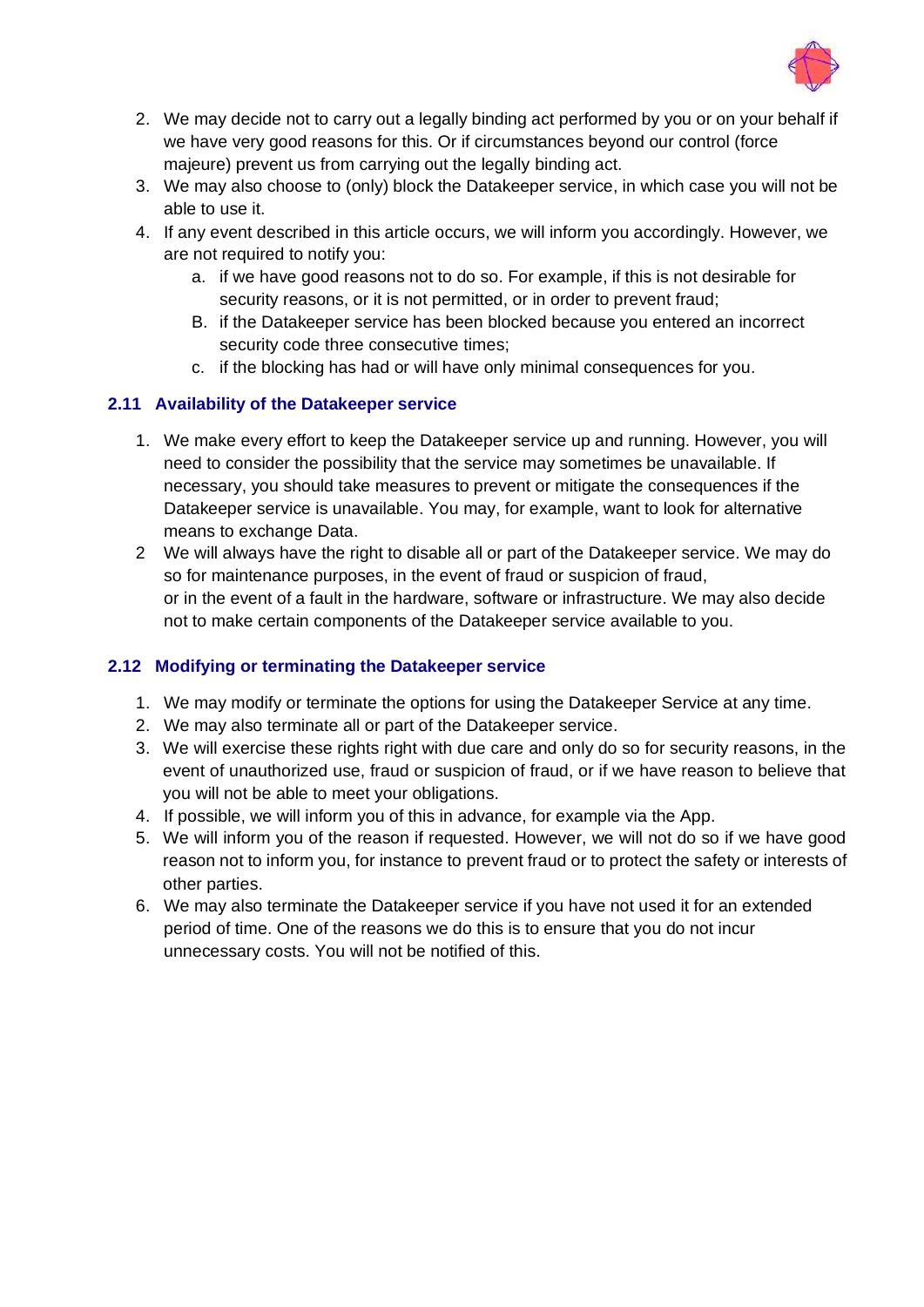2. We may decide not to carry out a legally binding act performed by you or on your behalf if we have very good reasons for this. Or if circumstances beyond our control (force majeure) prevent us from carrying out the legally binding act.
3. We may also choose to (only) block the Datakeeper service, in which case you will not be able to use it.
4. If any event described in this article occurs, we will inform you accordingly. However, we are not required to notify you:
    a. if we have good reasons not to do so. For example, if this is not desirable for security reasons, or it is not permitted, or in order to prevent fraud;
    B. if the Datakeeper service has been blocked because you entered an incorrect security code three consecutive times;
    c. if the blocking has had or will have only minimal consequences for you.

### 2.11 Availability of the Datakeeper service

1. We make every effort to keep the Datakeeper service up and running. However, you will need to consider the possibility that the service may sometimes be unavailable. If necessary, you should take measures to prevent or mitigate the consequences if the Datakeeper service is unavailable. You may, for example, want to look for alternative means to exchange Data.
2. We will always have the right to disable all or part of the Datakeeper service. We may do so for maintenance purposes, in the event of fraud or suspicion of fraud, or in the event of a fault in the hardware, software or infrastructure. We may also decide not to make certain components of the Datakeeper service available to you.

### 2.12 Modifying or terminating the Datakeeper service

1. We may modify or terminate the options for using the Datakeeper Service at any time.
2. We may also terminate all or part of the Datakeeper service.
3. We will exercise these rights right with due care and only do so for security reasons, in the event of unauthorized use, fraud or suspicion of fraud, or if we have reason to believe that you will not be able to meet your obligations.
4. If possible, we will inform you of this in advance, for example via the App.
5. We will inform you of the reason if requested. However, we will not do so if we have good reason not to inform you, for instance to prevent fraud or to protect the safety or interests of other parties.
6. We may also terminate the Datakeeper service if you have not used it for an extended period of time. One of the reasons we do this is to ensure that you do not incur unnecessary costs. You will not be notified of this.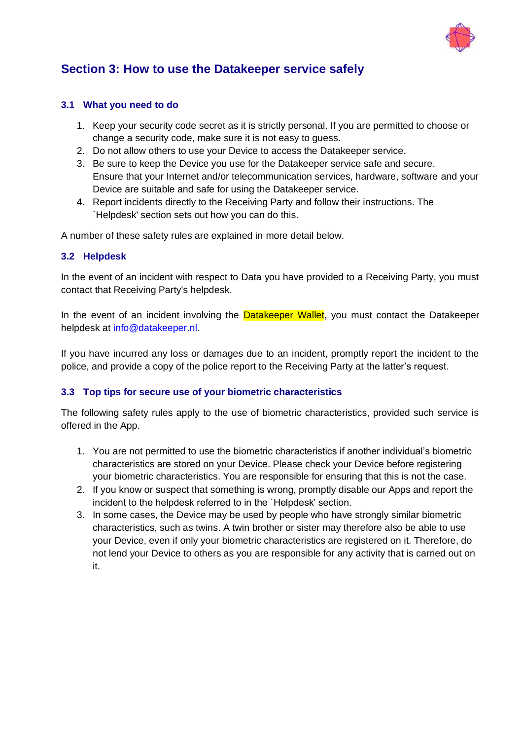## Section 3: How to use the Datakeeper service safely

### 3.1 What you need to do

1. Keep your security code secret as it is strictly personal. If you are permitted to choose or change a security code, make sure it is not easy to guess.
2. Do not allow others to use your Device to access the Datakeeper service.
3. Be sure to keep the Device you use for the Datakeeper service safe and secure. Ensure that your Internet and/or telecommunication services, hardware, software and your Device are suitable and safe for using the Datakeeper service.
4. Report incidents directly to the Receiving Party and follow their instructions. The `Helpdesk' section sets out how you can do this.

A number of these safety rules are explained in more detail below.

### 3.2 Helpdesk

In the event of an incident with respect to Data you have provided to a Receiving Party, you must contact that Receiving Party's helpdesk.

In the event of an incident involving the Datakeeper Wallet, you must contact the Datakeeper helpdesk at info@datakeeper.nl.

If you have incurred any loss or damages due to an incident, promptly report the incident to the police, and provide a copy of the police report to the Receiving Party at the latter's request.

### 3.3 Top tips for secure use of your biometric characteristics

The following safety rules apply to the use of biometric characteristics, provided such service is offered in the App.

1. You are not permitted to use the biometric characteristics if another individual's biometric characteristics are stored on your Device. Please check your Device before registering your biometric characteristics. You are responsible for ensuring that this is not the case.
2. If you know or suspect that something is wrong, promptly disable our Apps and report the incident to the helpdesk referred to in the `Helpdesk' section.
3. In some cases, the Device may be used by people who have strongly similar biometric characteristics, such as twins. A twin brother or sister may therefore also be able to use your Device, even if only your biometric characteristics are registered on it. Therefore, do not lend your Device to others as you are responsible for any activity that is carried out on it.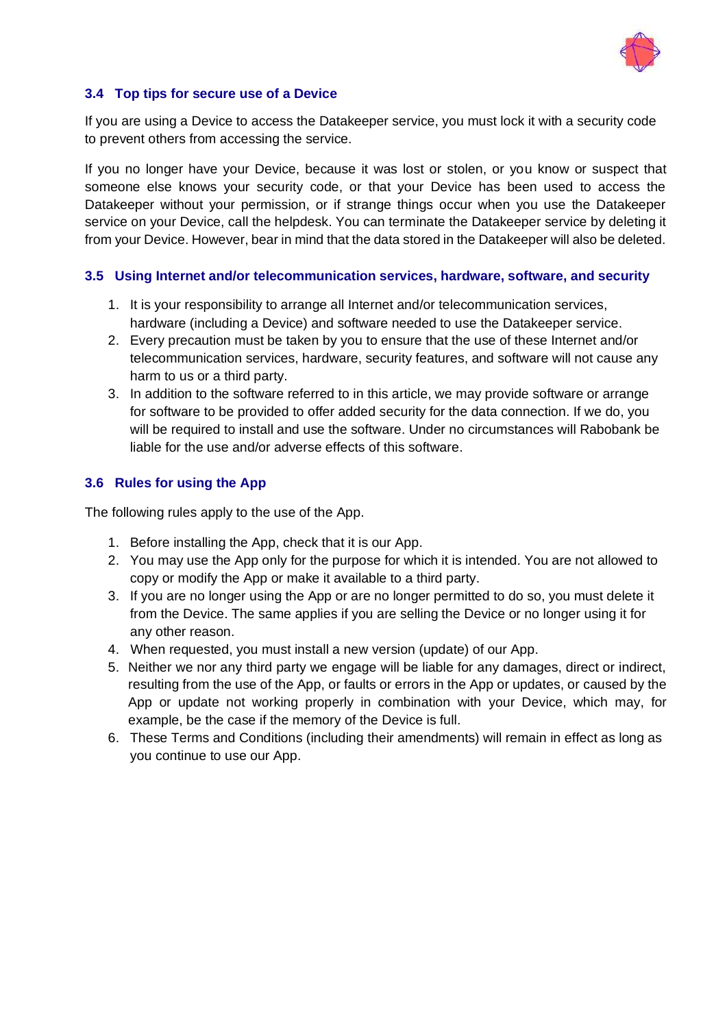### 3.4 Top tips for secure use of a Device

If you are using a Device to access the Datakeeper service, you must lock it with a security code to prevent others from accessing the service.

If you no longer have your Device, because it was lost or stolen, or you know or suspect that someone else knows your security code, or that your Device has been used to access the Datakeeper without your permission, or if strange things occur when you use the Datakeeper service on your Device, call the helpdesk. You can terminate the Datakeeper service by deleting it from your Device. However, bear in mind that the data stored in the Datakeeper will also be deleted.

### 3.5 Using Internet and/or telecommunication services, hardware, software, and security

1. It is your responsibility to arrange all Internet and/or telecommunication services, hardware (including a Device) and software needed to use the Datakeeper service.
2. Every precaution must be taken by you to ensure that the use of these Internet and/or telecommunication services, hardware, security features, and software will not cause any harm to us or a third party.
3. In addition to the software referred to in this article, we may provide software or arrange for software to be provided to offer added security for the data connection. If we do, you will be required to install and use the software. Under no circumstances will Rabobank be liable for the use and/or adverse effects of this software.

### 3.6 Rules for using the App

The following rules apply to the use of the App.

1. Before installing the App, check that it is our App.
2. You may use the App only for the purpose for which it is intended. You are not allowed to copy or modify the App or make it available to a third party.
3. If you are no longer using the App or are no longer permitted to do so, you must delete it from the Device. The same applies if you are selling the Device or no longer using it for any other reason.
4. When requested, you must install a new version (update) of our App.
5. Neither we nor any third party we engage will be liable for any damages, direct or indirect, resulting from the use of the App, or faults or errors in the App or updates, or caused by the App or update not working properly in combination with your Device, which may, for example, be the case if the memory of the Device is full.
6. These Terms and Conditions (including their amendments) will remain in effect as long as you continue to use our App.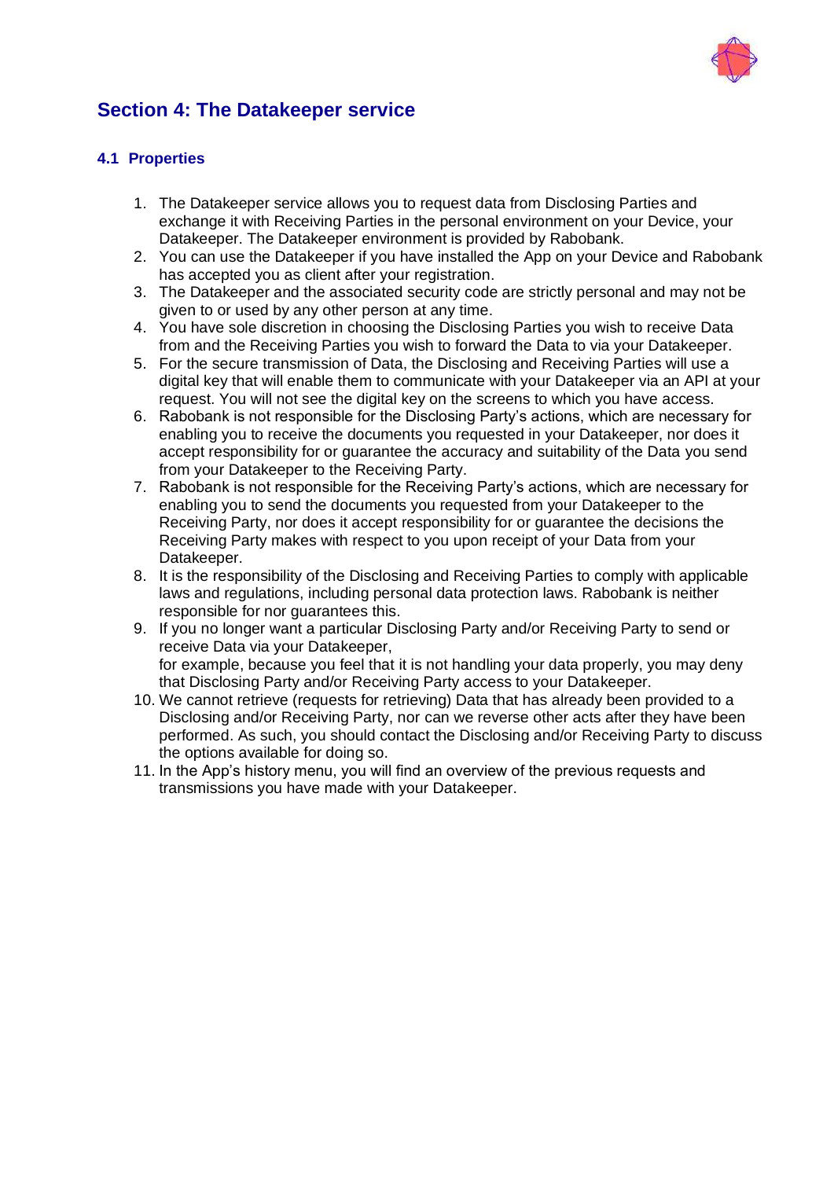## Section 4: The Datakeeper service

### 4.1 Properties

1. The Datakeeper service allows you to request data from Disclosing Parties and exchange it with Receiving Parties in the personal environment on your Device, your Datakeeper. The Datakeeper environment is provided by Rabobank.
2. You can use the Datakeeper if you have installed the App on your Device and Rabobank has accepted you as client after your registration.
3. The Datakeeper and the associated security code are strictly personal and may not be given to or used by any other person at any time.
4. You have sole discretion in choosing the Disclosing Parties you wish to receive Data from and the Receiving Parties you wish to forward the Data to via your Datakeeper.
5. For the secure transmission of Data, the Disclosing and Receiving Parties will use a digital key that will enable them to communicate with your Datakeeper via an API at your request. You will not see the digital key on the screens to which you have access.
6. Rabobank is not responsible for the Disclosing Party's actions, which are necessary for enabling you to receive the documents you requested in your Datakeeper, nor does it accept responsibility for or guarantee the accuracy and suitability of the Data you send from your Datakeeper to the Receiving Party.
7. Rabobank is not responsible for the Receiving Party's actions, which are necessary for enabling you to send the documents you requested from your Datakeeper to the Receiving Party, nor does it accept responsibility for or guarantee the decisions the Receiving Party makes with respect to you upon receipt of your Data from your Datakeeper.
8. It is the responsibility of the Disclosing and Receiving Parties to comply with applicable laws and regulations, including personal data protection laws. Rabobank is neither responsible for nor guarantees this.
9. If you no longer want a particular Disclosing Party and/or Receiving Party to send or receive Data via your Datakeeper,
   for example, because you feel that it is not handling your data properly, you may deny that Disclosing Party and/or Receiving Party access to your Datakeeper.
10. We cannot retrieve (requests for retrieving) Data that has already been provided to a Disclosing and/or Receiving Party, nor can we reverse other acts after they have been performed. As such, you should contact the Disclosing and/or Receiving Party to discuss the options available for doing so.
11. In the App's history menu, you will find an overview of the previous requests and transmissions you have made with your Datakeeper.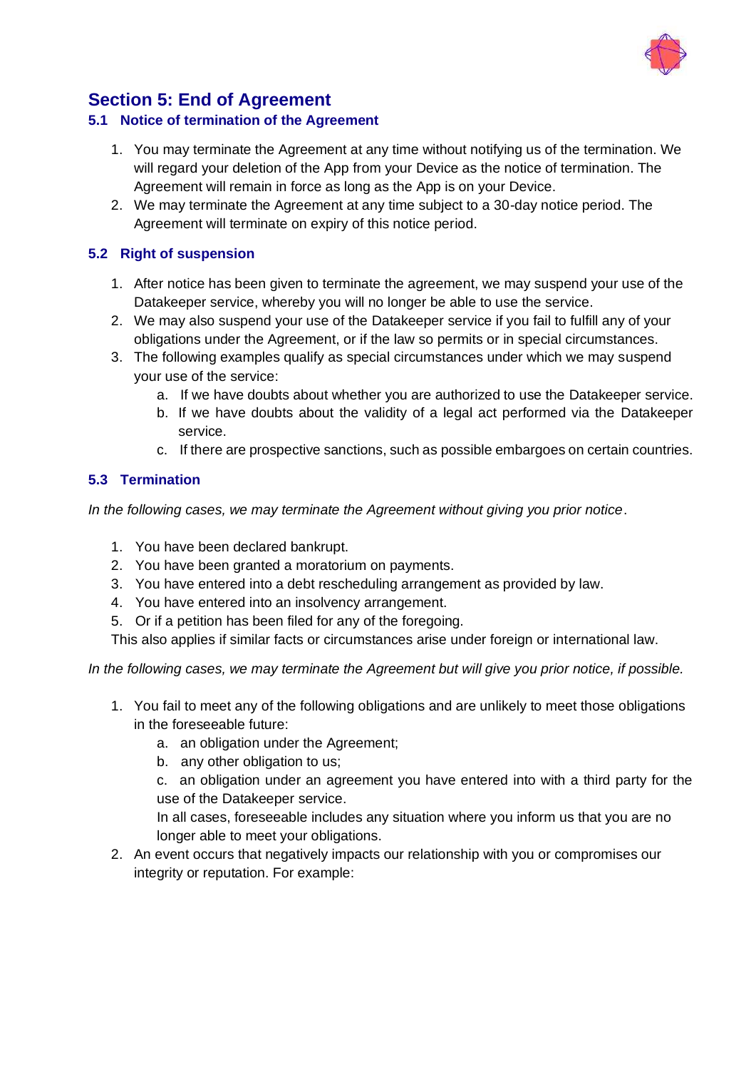## Section 5: End of Agreement

### 5.1 Notice of termination of the Agreement

1. You may terminate the Agreement at any time without notifying us of the termination. We will regard your deletion of the App from your Device as the notice of termination. The Agreement will remain in force as long as the App is on your Device.
2. We may terminate the Agreement at any time subject to a 30-day notice period. The Agreement will terminate on expiry of this notice period.

### 5.2 Right of suspension

1. After notice has been given to terminate the agreement, we may suspend your use of the Datakeeper service, whereby you will no longer be able to use the service.
2. We may also suspend your use of the Datakeeper service if you fail to fulfill any of your obligations under the Agreement, or if the law so permits or in special circumstances.
3. The following examples qualify as special circumstances under which we may suspend your use of the service:
   a. If we have doubts about whether you are authorized to use the Datakeeper service.
   b. If we have doubts about the validity of a legal act performed via the Datakeeper service.
   c. If there are prospective sanctions, such as possible embargoes on certain countries.

### 5.3 Termination

*In the following cases, we may terminate the Agreement without giving you prior notice*.

1. You have been declared bankrupt.
2. You have been granted a moratorium on payments.
3. You have entered into a debt rescheduling arrangement as provided by law.
4. You have entered into an insolvency arrangement.
5. Or if a petition has been filed for any of the foregoing.

This also applies if similar facts or circumstances arise under foreign or international law.

*In the following cases, we may terminate the Agreement but will give you prior notice, if possible.*

1. You fail to meet any of the following obligations and are unlikely to meet those obligations in the foreseeable future:
   a. an obligation under the Agreement;
   b. any other obligation to us;
   c. an obligation under an agreement you have entered into with a third party for the use of the Datakeeper service.

   In all cases, foreseeable includes any situation where you inform us that you are no longer able to meet your obligations.
2. An event occurs that negatively impacts our relationship with you or compromises our integrity or reputation. For example: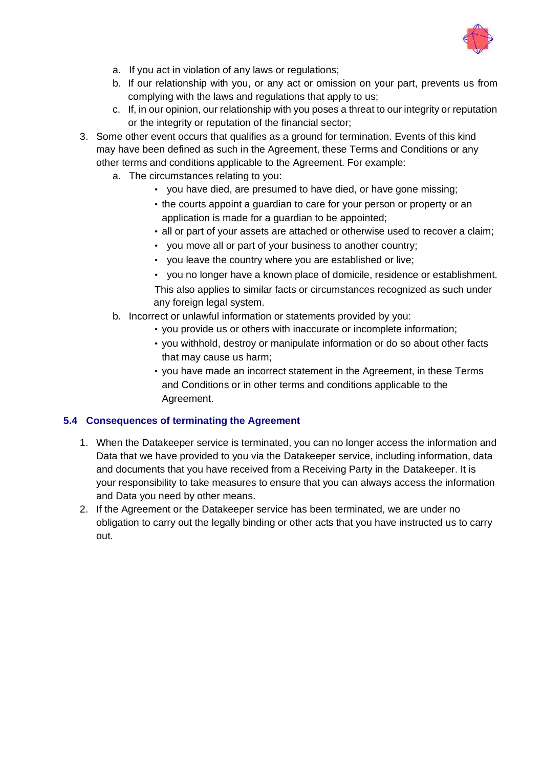a. If you act in violation of any laws or regulations;
   b. If our relationship with you, or any act or omission on your part, prevents us from complying with the laws and regulations that apply to us;
   c. If, in our opinion, our relationship with you poses a threat to our integrity or reputation or the integrity or reputation of the financial sector;

3. Some other event occurs that qualifies as a ground for termination. Events of this kind may have been defined as such in the Agreement, these Terms and Conditions or any other terms and conditions applicable to the Agreement. For example:
   a. The circumstances relating to you:
      - you have died, are presumed to have died, or have gone missing;
      - the courts appoint a guardian to care for your person or property or an application is made for a guardian to be appointed;
      - all or part of your assets are attached or otherwise used to recover a claim;
      - you move all or part of your business to another country;
      - you leave the country where you are established or live;
      - you no longer have a known place of domicile, residence or establishment.

      This also applies to similar facts or circumstances recognized as such under any foreign legal system.
   b. Incorrect or unlawful information or statements provided by you:
      - you provide us or others with inaccurate or incomplete information;
      - you withhold, destroy or manipulate information or do so about other facts that may cause us harm;
      - you have made an incorrect statement in the Agreement, in these Terms and Conditions or in other terms and conditions applicable to the Agreement.

### 5.4 Consequences of terminating the Agreement

1. When the Datakeeper service is terminated, you can no longer access the information and Data that we have provided to you via the Datakeeper service, including information, data and documents that you have received from a Receiving Party in the Datakeeper. It is your responsibility to take measures to ensure that you can always access the information and Data you need by other means.
2. If the Agreement or the Datakeeper service has been terminated, we are under no obligation to carry out the legally binding or other acts that you have instructed us to carry out.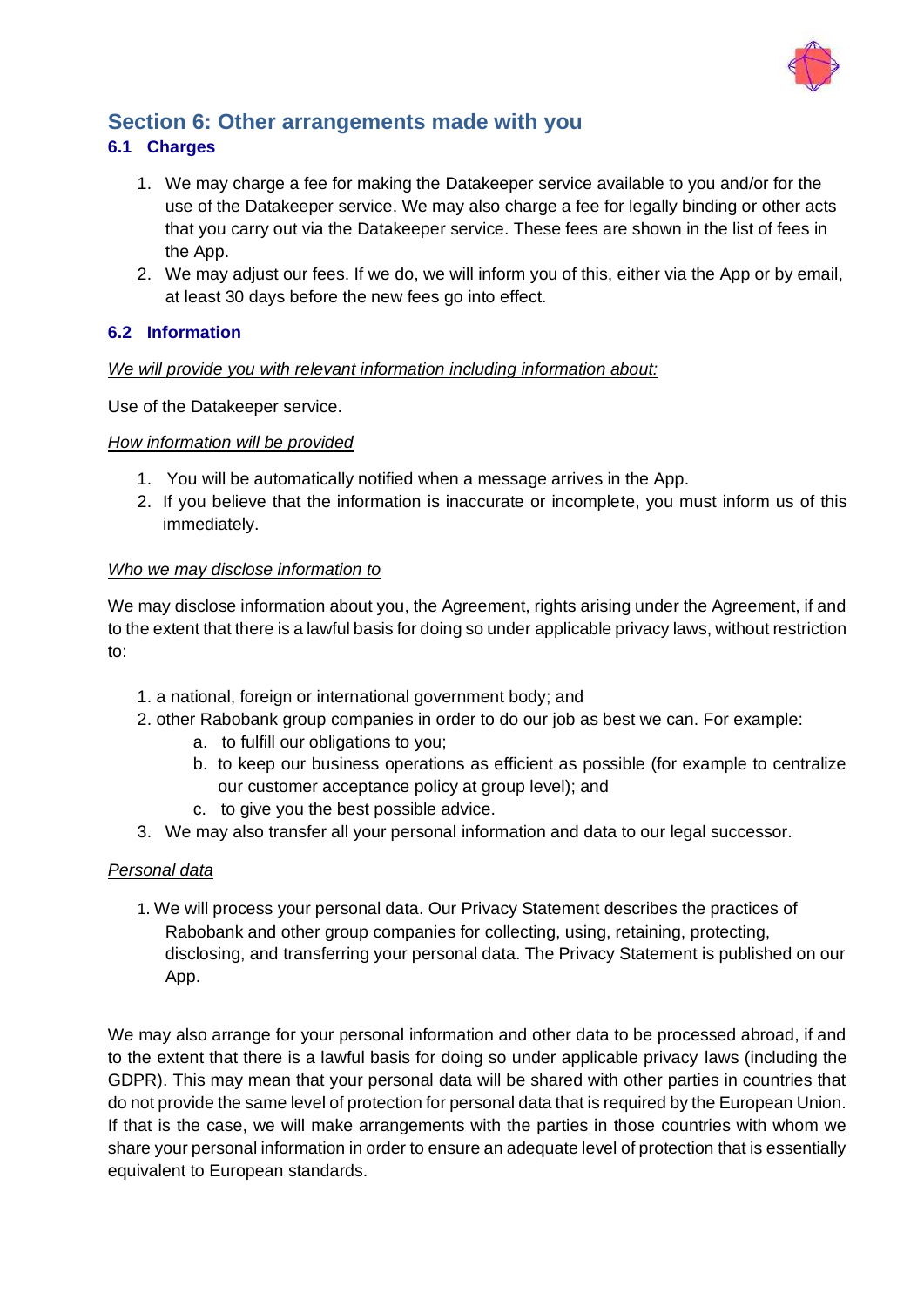## Section 6: Other arrangements made with you

### 6.1 Charges

1. We may charge a fee for making the Datakeeper service available to you and/or for the use of the Datakeeper service. We may also charge a fee for legally binding or other acts that you carry out via the Datakeeper service. These fees are shown in the list of fees in the App.
2. We may adjust our fees. If we do, we will inform you of this, either via the App or by email, at least 30 days before the new fees go into effect.

### 6.2 Information

*We will provide you with relevant information including information about:*

Use of the Datakeeper service.

*How information will be provided*

1. You will be automatically notified when a message arrives in the App.
2. If you believe that the information is inaccurate or incomplete, you must inform us of this immediately.

*Who we may disclose information to*

We may disclose information about you, the Agreement, rights arising under the Agreement, if and to the extent that there is a lawful basis for doing so under applicable privacy laws, without restriction to:

1. a national, foreign or international government body; and
2. other Rabobank group companies in order to do our job as best we can. For example:
   a. to fulfill our obligations to you;
   b. to keep our business operations as efficient as possible (for example to centralize our customer acceptance policy at group level); and
   c. to give you the best possible advice.
3. We may also transfer all your personal information and data to our legal successor.

*Personal data*

1. We will process your personal data. Our Privacy Statement describes the practices of Rabobank and other group companies for collecting, using, retaining, protecting, disclosing, and transferring your personal data. The Privacy Statement is published on our App.

We may also arrange for your personal information and other data to be processed abroad, if and to the extent that there is a lawful basis for doing so under applicable privacy laws (including the GDPR). This may mean that your personal data will be shared with other parties in countries that do not provide the same level of protection for personal data that is required by the European Union. If that is the case, we will make arrangements with the parties in those countries with whom we share your personal information in order to ensure an adequate level of protection that is essentially equivalent to European standards.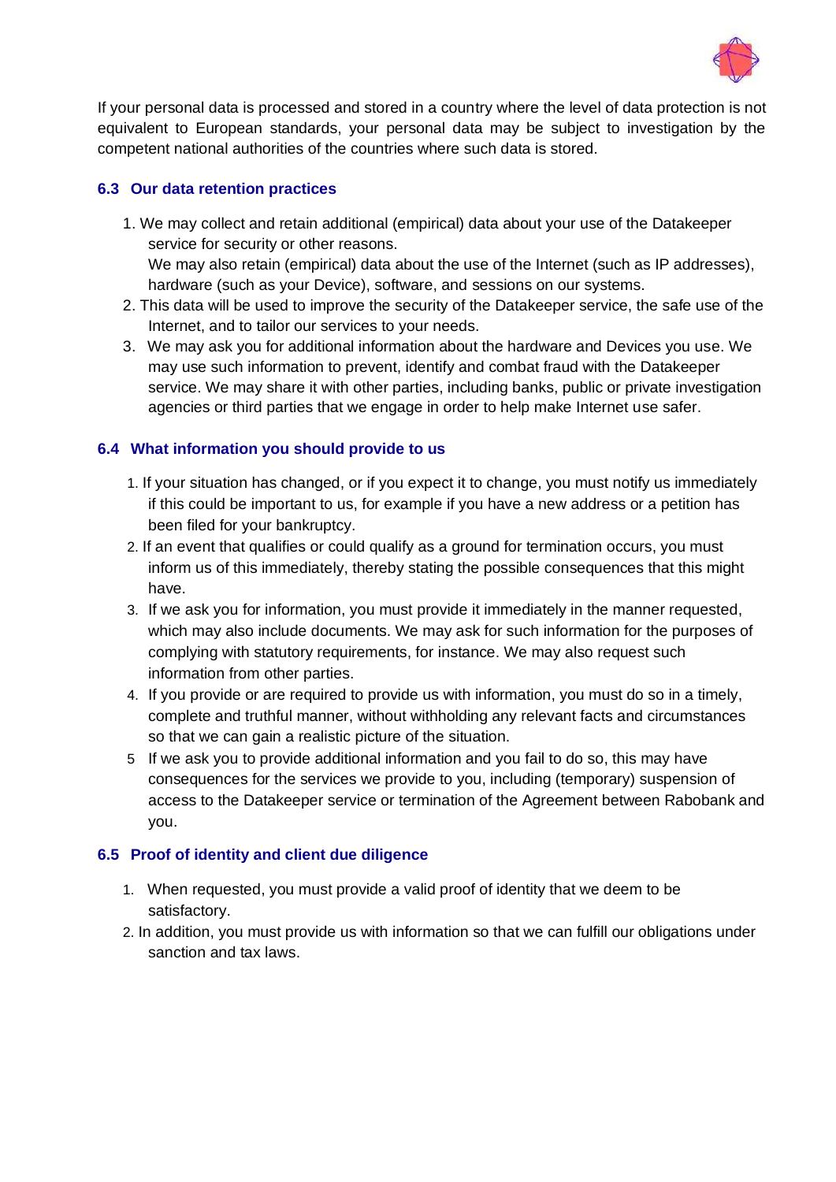If your personal data is processed and stored in a country where the level of data protection is not equivalent to European standards, your personal data may be subject to investigation by the competent national authorities of the countries where such data is stored.

### 6.3 Our data retention practices

1. We may collect and retain additional (empirical) data about your use of the Datakeeper service for security or other reasons.
   We may also retain (empirical) data about the use of the Internet (such as IP addresses), hardware (such as your Device), software, and sessions on our systems.
2. This data will be used to improve the security of the Datakeeper service, the safe use of the Internet, and to tailor our services to your needs.
3. We may ask you for additional information about the hardware and Devices you use. We may use such information to prevent, identify and combat fraud with the Datakeeper service. We may share it with other parties, including banks, public or private investigation agencies or third parties that we engage in order to help make Internet use safer.

### 6.4 What information you should provide to us

1. If your situation has changed, or if you expect it to change, you must notify us immediately if this could be important to us, for example if you have a new address or a petition has been filed for your bankruptcy.
2. If an event that qualifies or could qualify as a ground for termination occurs, you must inform us of this immediately, thereby stating the possible consequences that this might have.
3. If we ask you for information, you must provide it immediately in the manner requested, which may also include documents. We may ask for such information for the purposes of complying with statutory requirements, for instance. We may also request such information from other parties.
4. If you provide or are required to provide us with information, you must do so in a timely, complete and truthful manner, without withholding any relevant facts and circumstances so that we can gain a realistic picture of the situation.
5. If we ask you to provide additional information and you fail to do so, this may have consequences for the services we provide to you, including (temporary) suspension of access to the Datakeeper service or termination of the Agreement between Rabobank and you.

### 6.5 Proof of identity and client due diligence

1. When requested, you must provide a valid proof of identity that we deem to be satisfactory.
2. In addition, you must provide us with information so that we can fulfill our obligations under sanction and tax laws.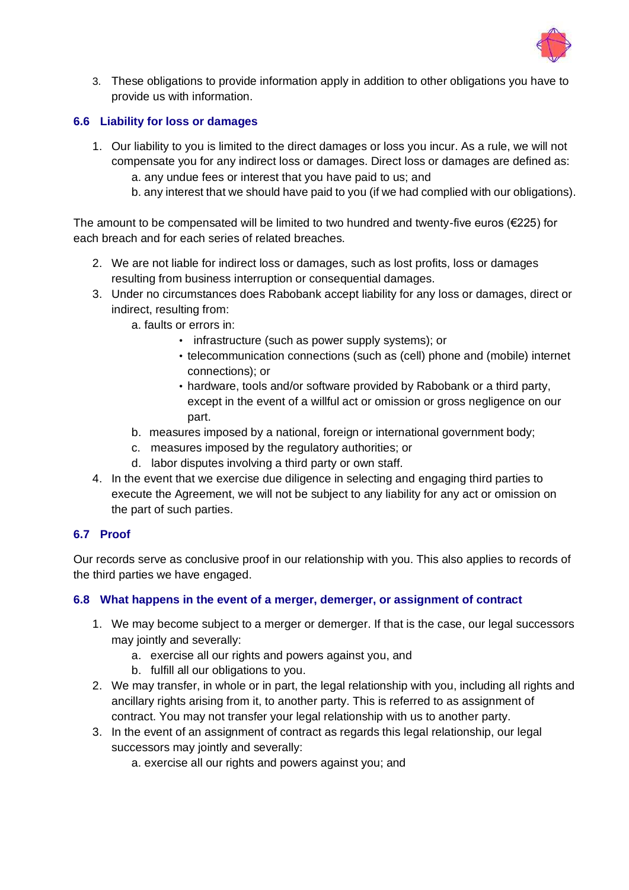3. These obligations to provide information apply in addition to other obligations you have to provide us with information.

### 6.6 Liability for loss or damages

1. Our liability to you is limited to the direct damages or loss you incur. As a rule, we will not compensate you for any indirect loss or damages. Direct loss or damages are defined as:
    a. any undue fees or interest that you have paid to us; and
    b. any interest that we should have paid to you (if we had complied with our obligations).

The amount to be compensated will be limited to two hundred and twenty-five euros (€225) for each breach and for each series of related breaches.

2. We are not liable for indirect loss or damages, such as lost profits, loss or damages resulting from business interruption or consequential damages.
3. Under no circumstances does Rabobank accept liability for any loss or damages, direct or indirect, resulting from:
    a. faults or errors in:
        - infrastructure (such as power supply systems); or
        - telecommunication connections (such as (cell) phone and (mobile) internet connections); or
        - hardware, tools and/or software provided by Rabobank or a third party, except in the event of a willful act or omission or gross negligence on our part.
    b. measures imposed by a national, foreign or international government body;
    c. measures imposed by the regulatory authorities; or
    d. labor disputes involving a third party or own staff.
4. In the event that we exercise due diligence in selecting and engaging third parties to execute the Agreement, we will not be subject to any liability for any act or omission on the part of such parties.

### 6.7 Proof

Our records serve as conclusive proof in our relationship with you. This also applies to records of the third parties we have engaged.

### 6.8 What happens in the event of a merger, demerger, or assignment of contract

1. We may become subject to a merger or demerger. If that is the case, our legal successors may jointly and severally:
    a. exercise all our rights and powers against you, and
    b. fulfill all our obligations to you.
2. We may transfer, in whole or in part, the legal relationship with you, including all rights and ancillary rights arising from it, to another party. This is referred to as assignment of contract. You may not transfer your legal relationship with us to another party.
3. In the event of an assignment of contract as regards this legal relationship, our legal successors may jointly and severally:
    a. exercise all our rights and powers against you; and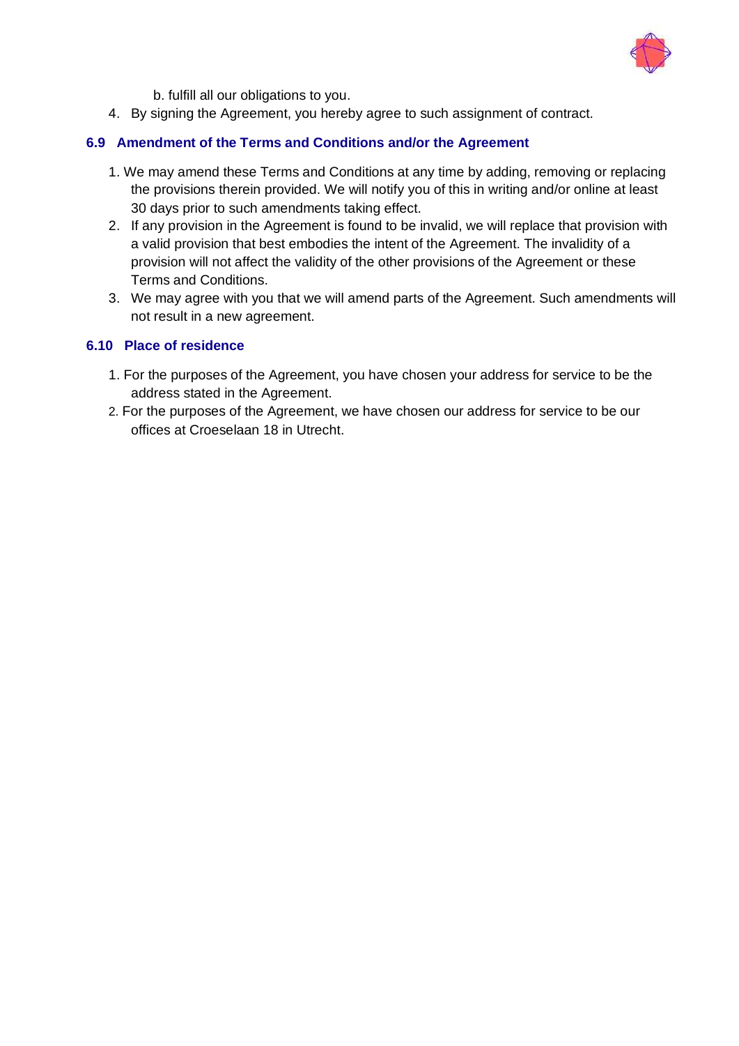b. fulfill all our obligations to you.

4. By signing the Agreement, you hereby agree to such assignment of contract.

### 6.9 Amendment of the Terms and Conditions and/or the Agreement

1. We may amend these Terms and Conditions at any time by adding, removing or replacing the provisions therein provided. We will notify you of this in writing and/or online at least 30 days prior to such amendments taking effect.
2. If any provision in the Agreement is found to be invalid, we will replace that provision with a valid provision that best embodies the intent of the Agreement. The invalidity of a provision will not affect the validity of the other provisions of the Agreement or these Terms and Conditions.
3. We may agree with you that we will amend parts of the Agreement. Such amendments will not result in a new agreement.

### 6.10 Place of residence

1. For the purposes of the Agreement, you have chosen your address for service to be the address stated in the Agreement.
2. For the purposes of the Agreement, we have chosen our address for service to be our offices at Croeselaan 18 in Utrecht.